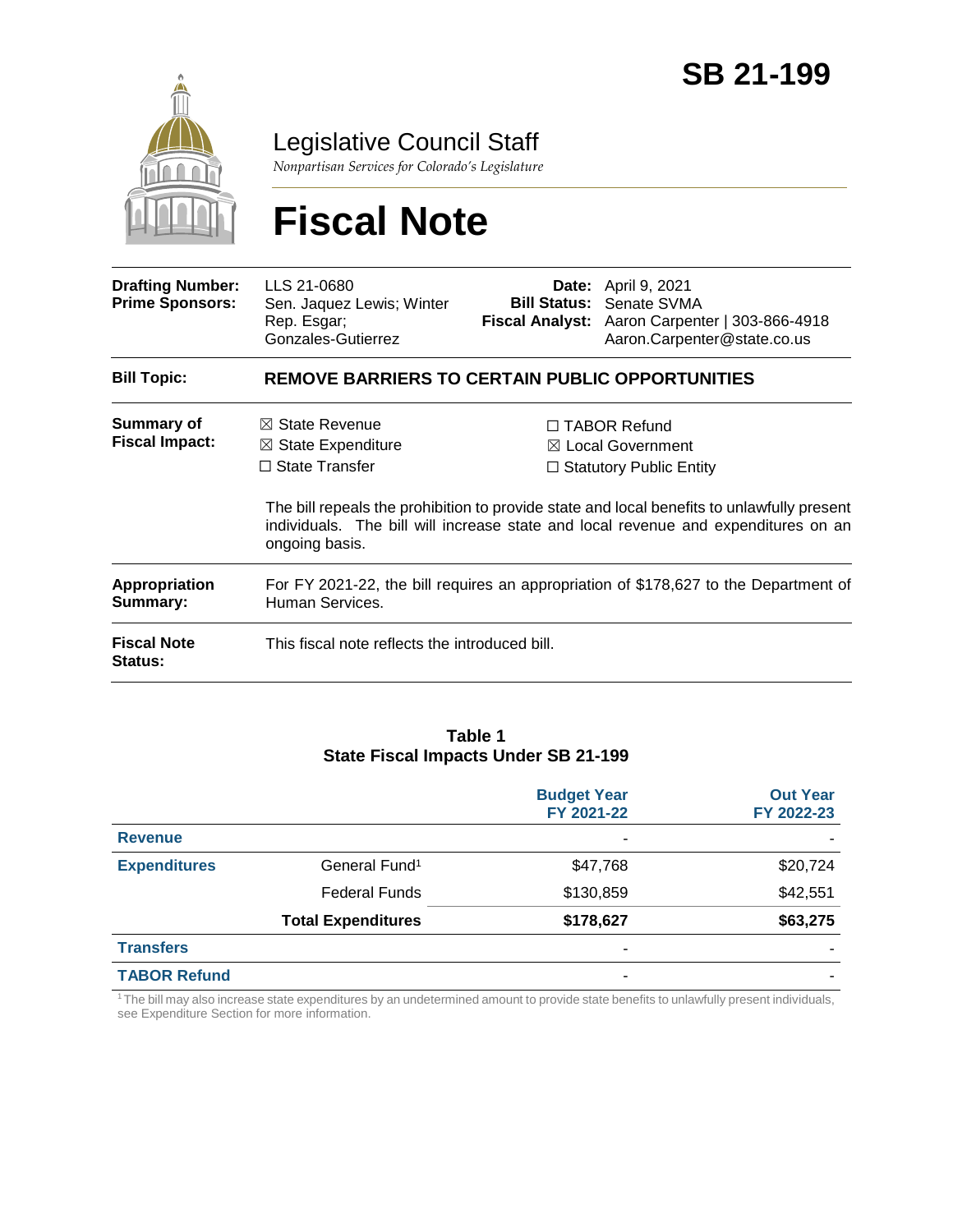# SB 21-199

## Legislative Council Staff

*Nonpartisan Services for Colorado's Legislature*

# Fiscal Note

| | | | |
|---|---|---|---|
| **Drafting Number:** | LLS 21-0680 | **Date:** | April 9, 2021 |
| **Prime Sponsors:** | Sen. Jaquez Lewis; Winter<br>Rep. Esgar; Gonzales-Gutierrez | **Bill Status:** | Senate SVMA |
| | | **Fiscal Analyst:** | Aaron Carpenter \| 303-866-4918<br>Aaron.Carpenter@state.co.us |

**Bill Topic:** **REMOVE BARRIERS TO CERTAIN PUBLIC OPPORTUNITIES**

**Summary of Fiscal Impact:**

- ☒ State Revenue
- ☒ State Expenditure
- ☐ State Transfer
- ☐ TABOR Refund
- ☒ Local Government
- ☐ Statutory Public Entity

The bill repeals the prohibition to provide state and local benefits to unlawfully present individuals. The bill will increase state and local revenue and expenditures on an ongoing basis.

**Appropriation Summary:** For FY 2021-22, the bill requires an appropriation of $178,627 to the Department of Human Services.

**Fiscal Note Status:** This fiscal note reflects the introduced bill.

**Table 1**
**State Fiscal Impacts Under SB 21-199**

| | | Budget Year FY 2021-22 | Out Year FY 2022-23 |
|---|---|---|---|
| **Revenue** | | - | - |
| **Expenditures** | General Fund[1] | $47,768 | $20,724 |
| | Federal Funds | $130,859 | $42,551 |
| | **Total Expenditures** | **$178,627** | **$63,275** |
| **Transfers** | | - | - |
| **TABOR Refund** | | - | - |

[1] The bill may also increase state expenditures by an undetermined amount to provide state benefits to unlawfully present individuals, see Expenditure Section for more information.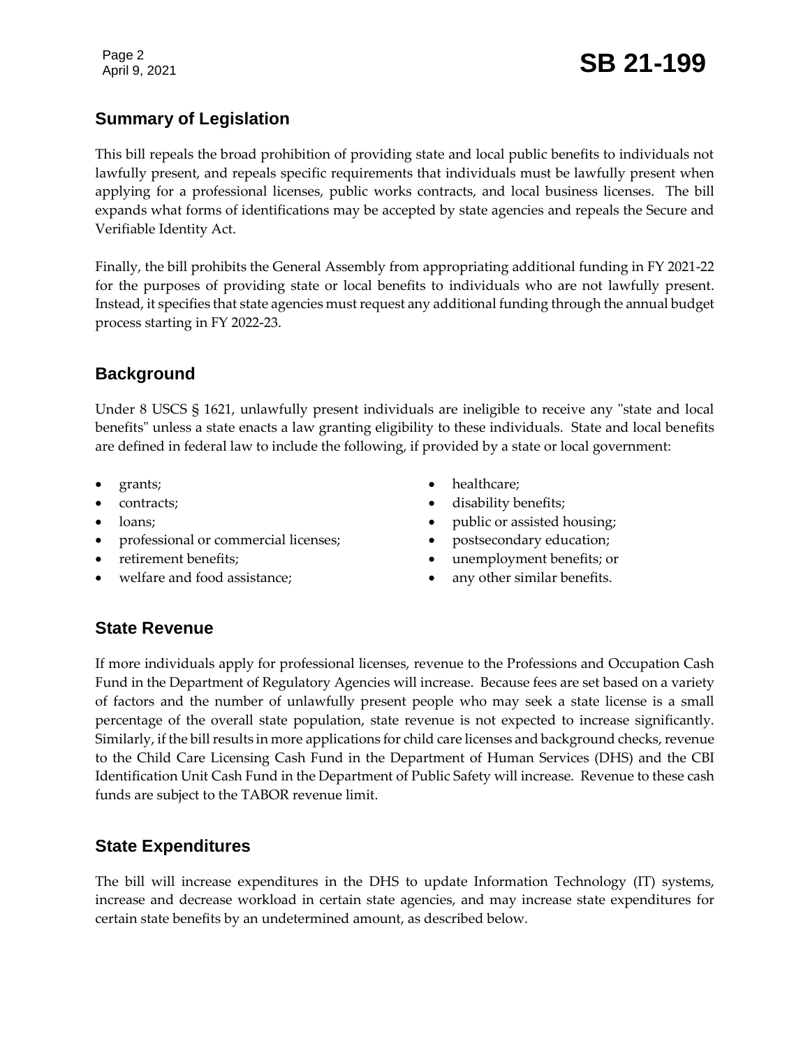## Summary of Legislation

This bill repeals the broad prohibition of providing state and local public benefits to individuals not lawfully present, and repeals specific requirements that individuals must be lawfully present when applying for a professional licenses, public works contracts, and local business licenses. The bill expands what forms of identifications may be accepted by state agencies and repeals the Secure and Verifiable Identity Act.

Finally, the bill prohibits the General Assembly from appropriating additional funding in FY 2021-22 for the purposes of providing state or local benefits to individuals who are not lawfully present. Instead, it specifies that state agencies must request any additional funding through the annual budget process starting in FY 2022-23.

## Background

Under 8 USCS § 1621, unlawfully present individuals are ineligible to receive any "state and local benefits" unless a state enacts a law granting eligibility to these individuals. State and local benefits are defined in federal law to include the following, if provided by a state or local government:

- grants;
- contracts;
- loans;
- professional or commercial licenses;
- retirement benefits;
- welfare and food assistance;
- healthcare;
- disability benefits;
- public or assisted housing;
- postsecondary education;
- unemployment benefits; or
- any other similar benefits.

## State Revenue

If more individuals apply for professional licenses, revenue to the Professions and Occupation Cash Fund in the Department of Regulatory Agencies will increase. Because fees are set based on a variety of factors and the number of unlawfully present people who may seek a state license is a small percentage of the overall state population, state revenue is not expected to increase significantly. Similarly, if the bill results in more applications for child care licenses and background checks, revenue to the Child Care Licensing Cash Fund in the Department of Human Services (DHS) and the CBI Identification Unit Cash Fund in the Department of Public Safety will increase. Revenue to these cash funds are subject to the TABOR revenue limit.

## State Expenditures

The bill will increase expenditures in the DHS to update Information Technology (IT) systems, increase and decrease workload in certain state agencies, and may increase state expenditures for certain state benefits by an undetermined amount, as described below.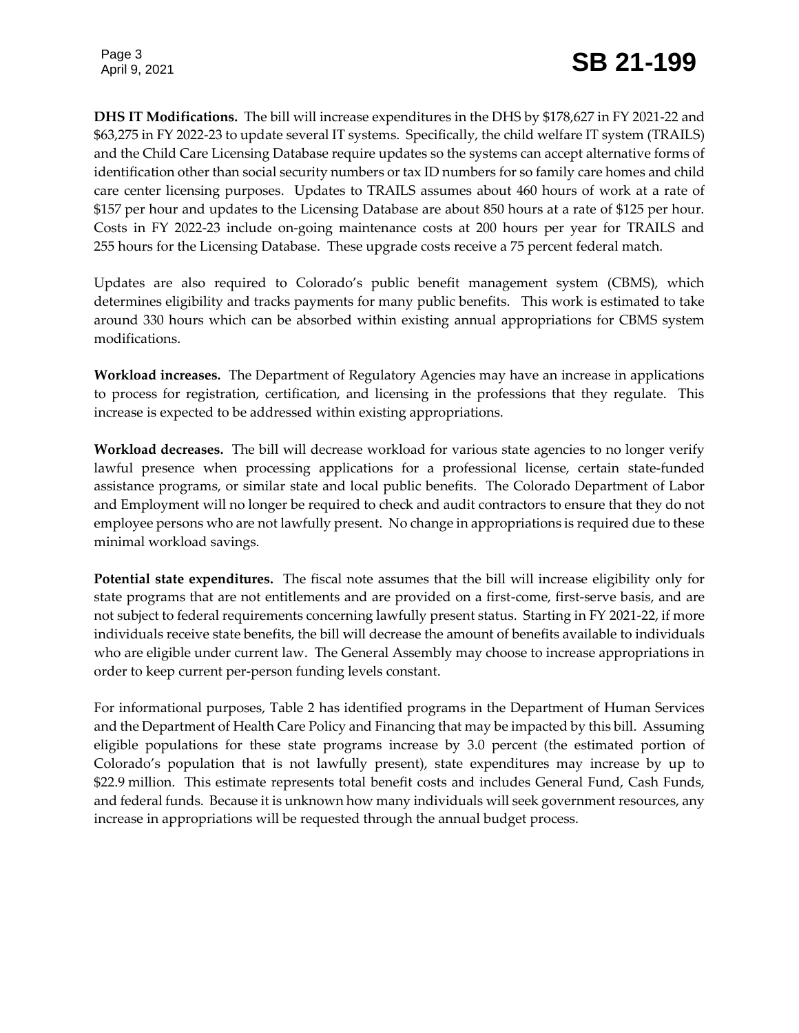**DHS IT Modifications.** The bill will increase expenditures in the DHS by $178,627 in FY 2021-22 and $63,275 in FY 2022-23 to update several IT systems. Specifically, the child welfare IT system (TRAILS) and the Child Care Licensing Database require updates so the systems can accept alternative forms of identification other than social security numbers or tax ID numbers for so family care homes and child care center licensing purposes. Updates to TRAILS assumes about 460 hours of work at a rate of $157 per hour and updates to the Licensing Database are about 850 hours at a rate of $125 per hour. Costs in FY 2022-23 include on-going maintenance costs at 200 hours per year for TRAILS and 255 hours for the Licensing Database. These upgrade costs receive a 75 percent federal match.

Updates are also required to Colorado's public benefit management system (CBMS), which determines eligibility and tracks payments for many public benefits. This work is estimated to take around 330 hours which can be absorbed within existing annual appropriations for CBMS system modifications.

**Workload increases.** The Department of Regulatory Agencies may have an increase in applications to process for registration, certification, and licensing in the professions that they regulate. This increase is expected to be addressed within existing appropriations.

**Workload decreases.** The bill will decrease workload for various state agencies to no longer verify lawful presence when processing applications for a professional license, certain state-funded assistance programs, or similar state and local public benefits. The Colorado Department of Labor and Employment will no longer be required to check and audit contractors to ensure that they do not employee persons who are not lawfully present. No change in appropriations is required due to these minimal workload savings.

**Potential state expenditures.** The fiscal note assumes that the bill will increase eligibility only for state programs that are not entitlements and are provided on a first-come, first-serve basis, and are not subject to federal requirements concerning lawfully present status. Starting in FY 2021-22, if more individuals receive state benefits, the bill will decrease the amount of benefits available to individuals who are eligible under current law. The General Assembly may choose to increase appropriations in order to keep current per-person funding levels constant.

For informational purposes, Table 2 has identified programs in the Department of Human Services and the Department of Health Care Policy and Financing that may be impacted by this bill. Assuming eligible populations for these state programs increase by 3.0 percent (the estimated portion of Colorado's population that is not lawfully present), state expenditures may increase by up to $22.9 million. This estimate represents total benefit costs and includes General Fund, Cash Funds, and federal funds. Because it is unknown how many individuals will seek government resources, any increase in appropriations will be requested through the annual budget process.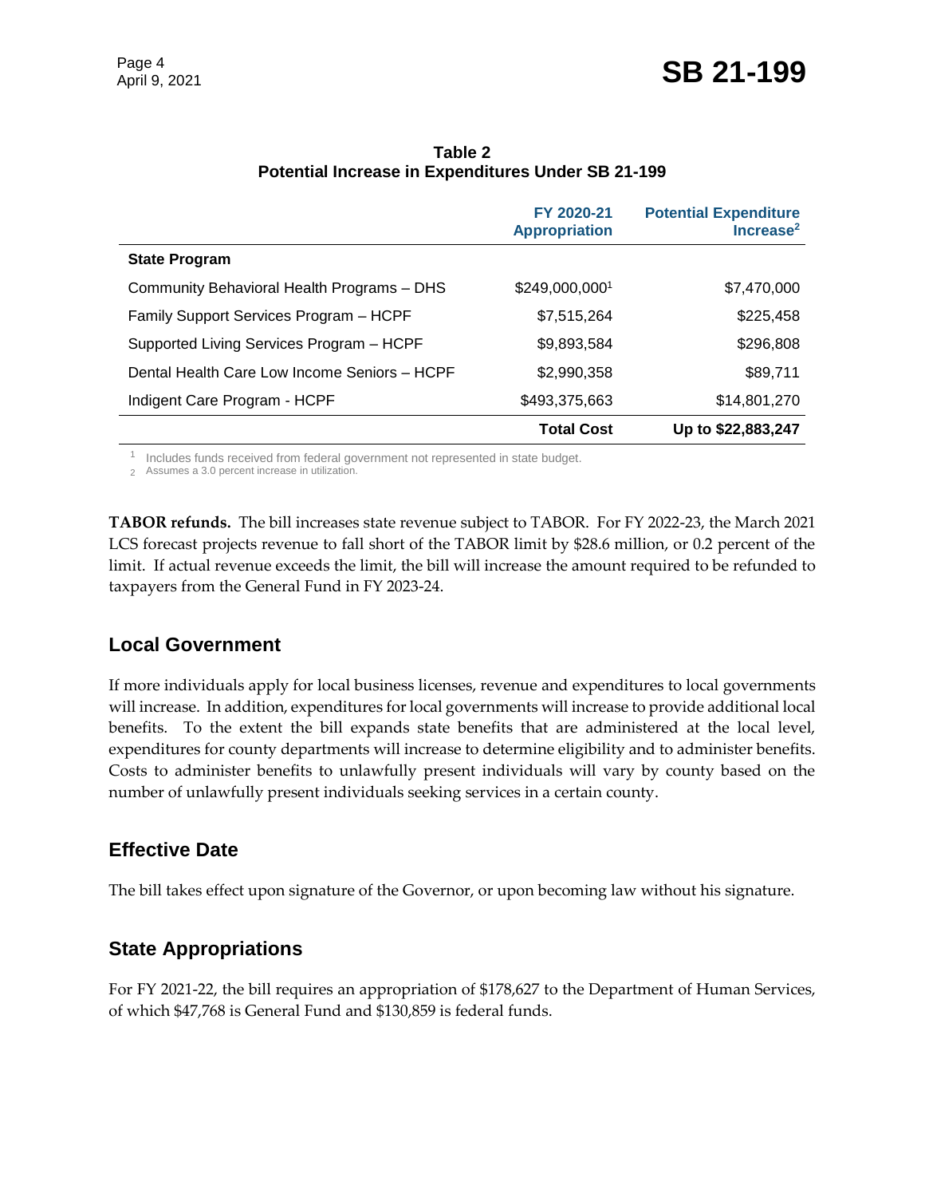**Table 2**
**Potential Increase in Expenditures Under SB 21-199**

| | FY 2020-21 Appropriation | Potential Expenditure Increase[2] |
|---|---|---|
| **State Program** | | |
| Community Behavioral Health Programs – DHS | $249,000,000[1] | $7,470,000 |
| Family Support Services Program – HCPF | $7,515,264 | $225,458 |
| Supported Living Services Program – HCPF | $9,893,584 | $296,808 |
| Dental Health Care Low Income Seniors – HCPF | $2,990,358 | $89,711 |
| Indigent Care Program - HCPF | $493,375,663 | $14,801,270 |
| | **Total Cost** | **Up to $22,883,247** |

[1] Includes funds received from federal government not represented in state budget.
[2] Assumes a 3.0 percent increase in utilization.

**TABOR refunds.** The bill increases state revenue subject to TABOR. For FY 2022-23, the March 2021 LCS forecast projects revenue to fall short of the TABOR limit by $28.6 million, or 0.2 percent of the limit. If actual revenue exceeds the limit, the bill will increase the amount required to be refunded to taxpayers from the General Fund in FY 2023-24.

## Local Government

If more individuals apply for local business licenses, revenue and expenditures to local governments will increase. In addition, expenditures for local governments will increase to provide additional local benefits. To the extent the bill expands state benefits that are administered at the local level, expenditures for county departments will increase to determine eligibility and to administer benefits. Costs to administer benefits to unlawfully present individuals will vary by county based on the number of unlawfully present individuals seeking services in a certain county.

## Effective Date

The bill takes effect upon signature of the Governor, or upon becoming law without his signature.

## State Appropriations

For FY 2021-22, the bill requires an appropriation of $178,627 to the Department of Human Services, of which $47,768 is General Fund and $130,859 is federal funds.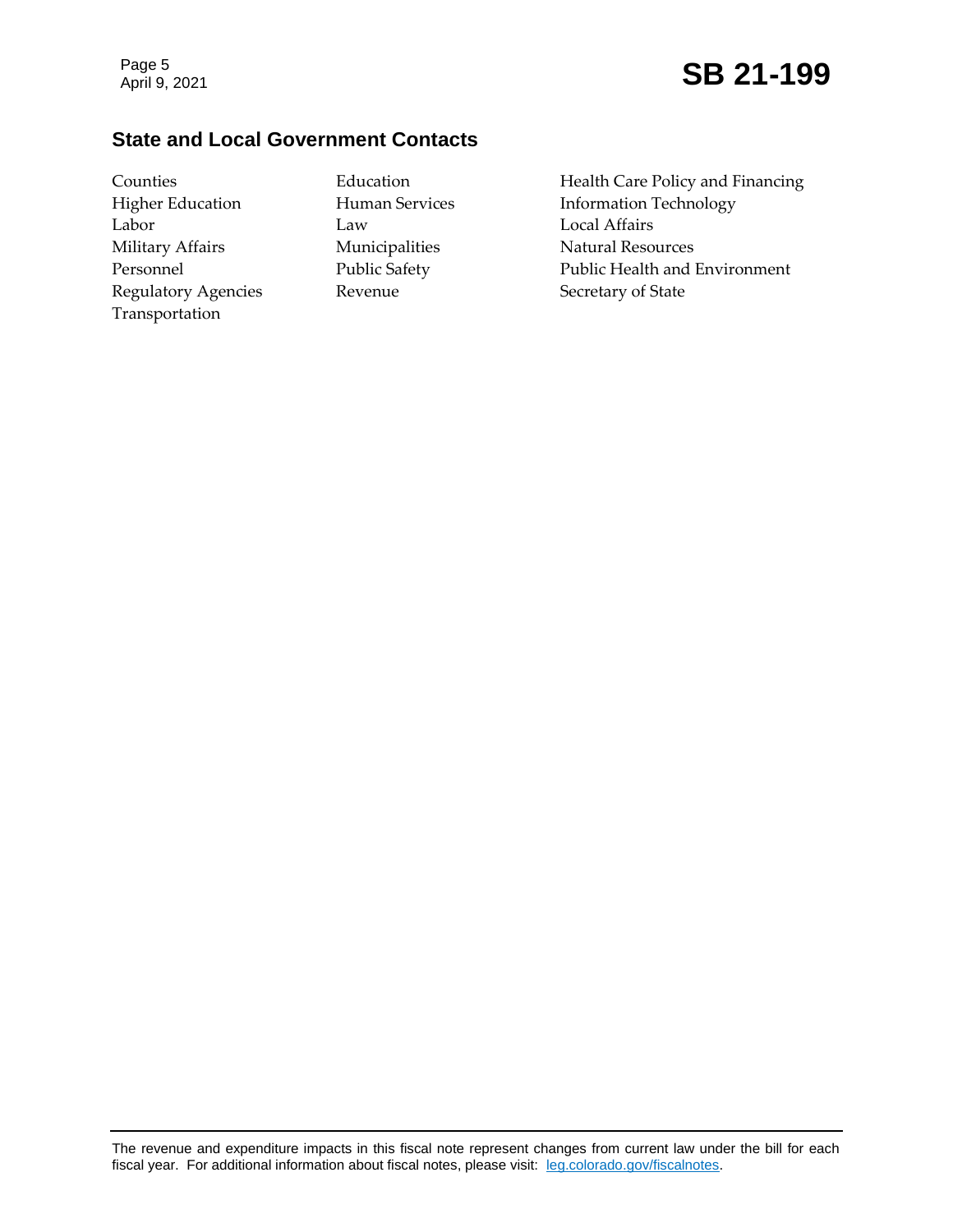## State and Local Government Contacts

| | | |
|---|---|---|
| Counties | Education | Health Care Policy and Financing |
| Higher Education | Human Services | Information Technology |
| Labor | Law | Local Affairs |
| Military Affairs | Municipalities | Natural Resources |
| Personnel | Public Safety | Public Health and Environment |
| Regulatory Agencies | Revenue | Secretary of State |
| Transportation | | |

The revenue and expenditure impacts in this fiscal note represent changes from current law under the bill for each fiscal year. For additional information about fiscal notes, please visit: leg.colorado.gov/fiscalnotes.